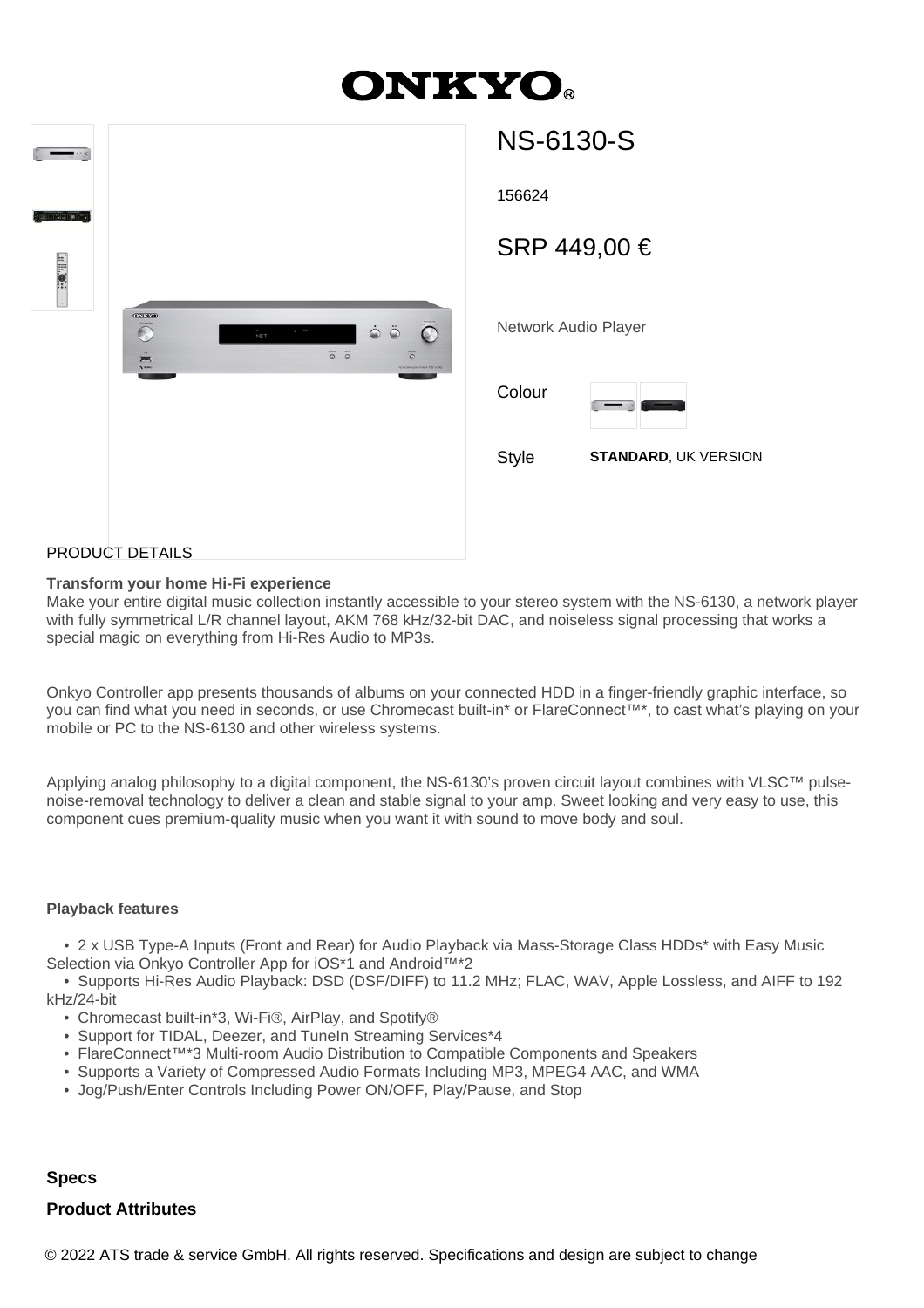# ONKYO

## NS-6130-S

156624

SRP 449,00 €

Network Audio Player

Colour

Style **STANDARD**, UK VERSION

PRODUCT DETAILS

**Transform your home Hi-Fi experience**
Make your entire digital music collection instantly accessible to your stereo system with the NS-6130, a network player with fully symmetrical L/R channel layout, AKM 768 kHz/32-bit DAC, and noiseless signal processing that works a special magic on everything from Hi-Res Audio to MP3s.

Onkyo Controller app presents thousands of albums on your connected HDD in a finger-friendly graphic interface, so you can find what you need in seconds, or use Chromecast built-in* or FlareConnect™*, to cast what's playing on your mobile or PC to the NS-6130 and other wireless systems.

Applying analog philosophy to a digital component, the NS-6130's proven circuit layout combines with VLSC™ pulse-noise-removal technology to deliver a clean and stable signal to your amp. Sweet looking and very easy to use, this component cues premium-quality music when you want it with sound to move body and soul.

**Playback features**

- 2 x USB Type-A Inputs (Front and Rear) for Audio Playback via Mass-Storage Class HDDs* with Easy Music Selection via Onkyo Controller App for iOS*1 and Android™*2
- Supports Hi-Res Audio Playback: DSD (DSF/DIFF) to 11.2 MHz; FLAC, WAV, Apple Lossless, and AIFF to 192 kHz/24-bit
- Chromecast built-in*3, Wi-Fi®, AirPlay, and Spotify®
- Support for TIDAL, Deezer, and TuneIn Streaming Services*4
- FlareConnect™*3 Multi-room Audio Distribution to Compatible Components and Speakers
- Supports a Variety of Compressed Audio Formats Including MP3, MPEG4 AAC, and WMA
- Jog/Push/Enter Controls Including Power ON/OFF, Play/Pause, and Stop

### Specs

### Product Attributes

© 2022 ATS trade & service GmbH. All rights reserved. Specifications and design are subject to change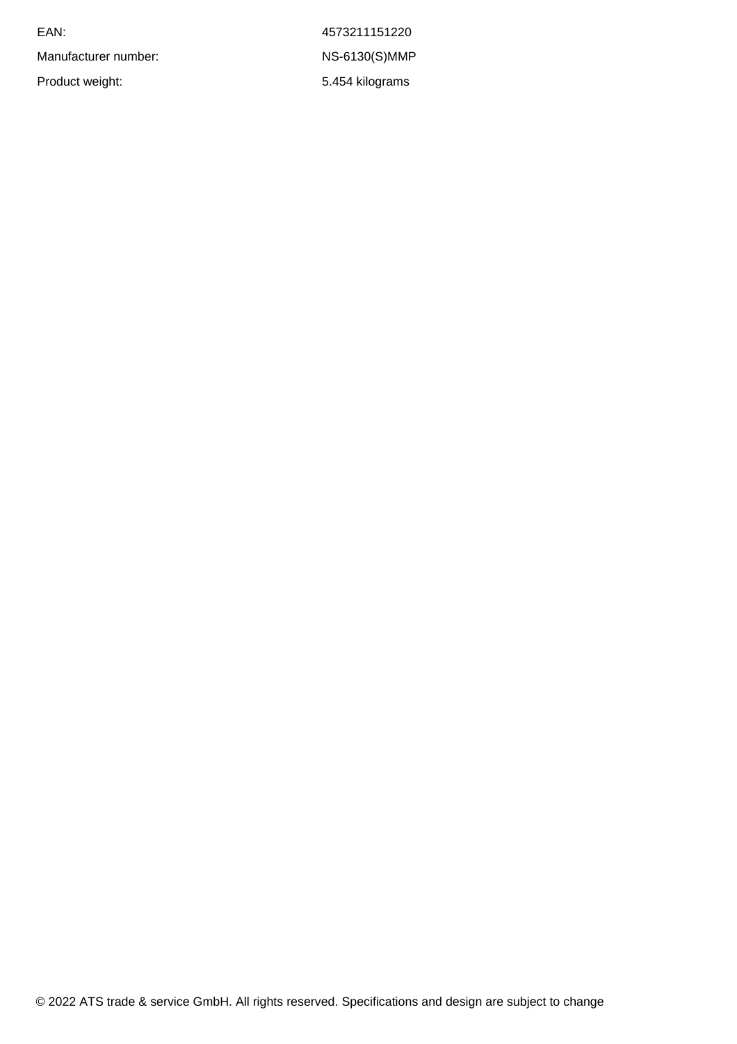| | |
| --- | --- |
| EAN: | 4573211151220 |
| Manufacturer number: | NS-6130(S)MMP |
| Product weight: | 5.454 kilograms |

© 2022 ATS trade & service GmbH. All rights reserved. Specifications and design are subject to change